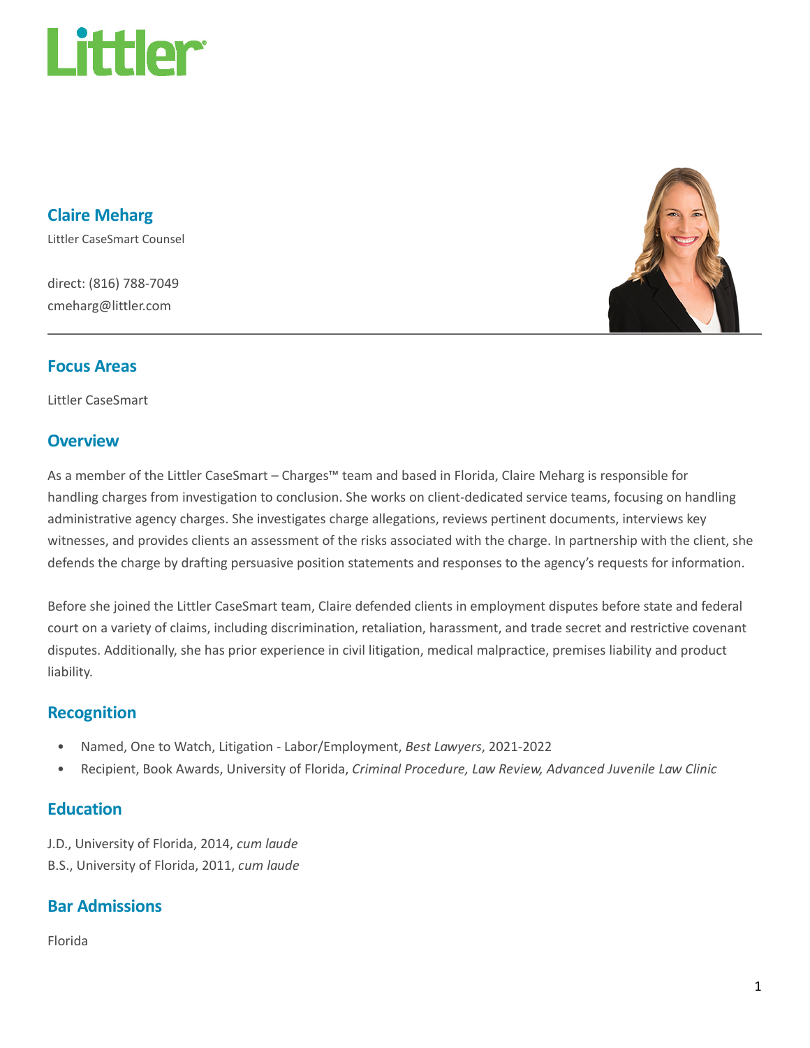# Claire Meharg

Littler CaseSmart Counsel

direct: (816) 788-7049
cmeharg@littler.com

## Focus Areas

Littler CaseSmart

## Overview

As a member of the Littler CaseSmart – Charges™ team and based in Florida, Claire Meharg is responsible for handling charges from investigation to conclusion. She works on client-dedicated service teams, focusing on handling administrative agency charges. She investigates charge allegations, reviews pertinent documents, interviews key witnesses, and provides clients an assessment of the risks associated with the charge. In partnership with the client, she defends the charge by drafting persuasive position statements and responses to the agency's requests for information.

Before she joined the Littler CaseSmart team, Claire defended clients in employment disputes before state and federal court on a variety of claims, including discrimination, retaliation, harassment, and trade secret and restrictive covenant disputes. Additionally, she has prior experience in civil litigation, medical malpractice, premises liability and product liability.

## Recognition

- Named, One to Watch, Litigation - Labor/Employment, *Best Lawyers*, 2021-2022
- Recipient, Book Awards, University of Florida, *Criminal Procedure, Law Review, Advanced Juvenile Law Clinic*

## Education

J.D., University of Florida, 2014, *cum laude*
B.S., University of Florida, 2011, *cum laude*

## Bar Admissions

Florida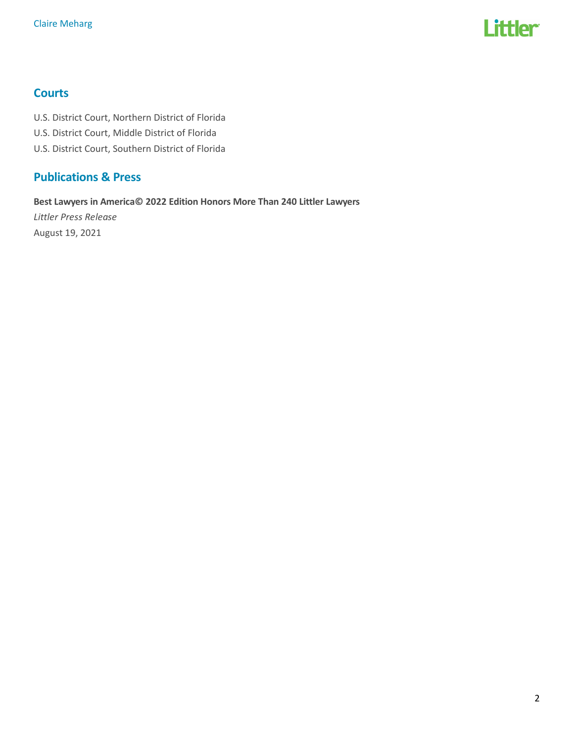## Courts

U.S. District Court, Northern District of Florida
U.S. District Court, Middle District of Florida
U.S. District Court, Southern District of Florida

## Publications & Press

**Best Lawyers in America© 2022 Edition Honors More Than 240 Littler Lawyers**
*Littler Press Release*
August 19, 2021